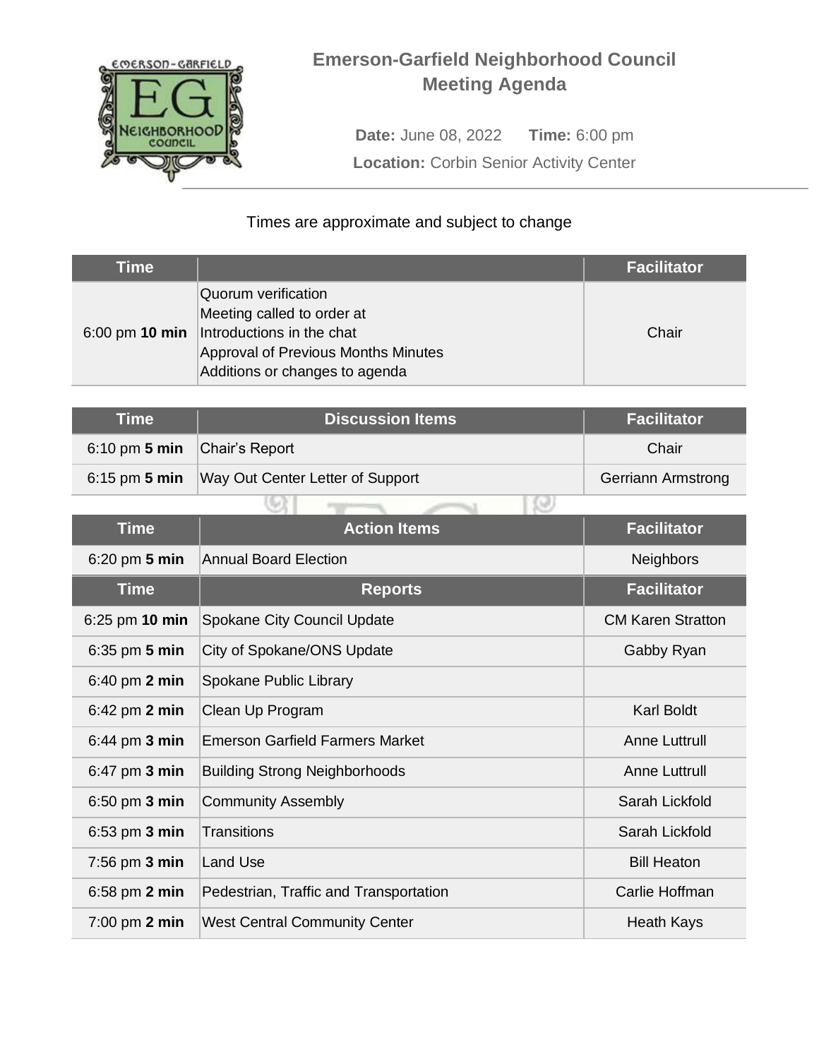# Emerson-Garfield Neighborhood Council
## Meeting Agenda

**Date:** June 08, 2022 **Time:** 6:00 pm

**Location:** Corbin Senior Activity Center

Times are approximate and subject to change

| Time | | Facilitator |
|---|---|---|
| 6:00 pm **10 min** | Quorum verification<br>Meeting called to order at<br>Introductions in the chat<br>Approval of Previous Months Minutes<br>Additions or changes to agenda | Chair |

| Time | Discussion Items | Facilitator |
|---|---|---|
| 6:10 pm **5 min** | Chair's Report | Chair |
| 6:15 pm **5 min** | Way Out Center Letter of Support | Gerriann Armstrong |

| Time | Action Items | Facilitator |
|---|---|---|
| 6:20 pm **5 min** | Annual Board Election | Neighbors |

| Time | Reports | Facilitator |
|---|---|---|
| 6:25 pm **10 min** | Spokane City Council Update | CM Karen Stratton |
| 6:35 pm **5 min** | City of Spokane/ONS Update | Gabby Ryan |
| 6:40 pm **2 min** | Spokane Public Library | |
| 6:42 pm **2 min** | Clean Up Program | Karl Boldt |
| 6:44 pm **3 min** | Emerson Garfield Farmers Market | Anne Luttrull |
| 6:47 pm **3 min** | Building Strong Neighborhoods | Anne Luttrull |
| 6:50 pm **3 min** | Community Assembly | Sarah Lickfold |
| 6:53 pm **3 min** | Transitions | Sarah Lickfold |
| 7:56 pm **3 min** | Land Use | Bill Heaton |
| 6:58 pm **2 min** | Pedestrian, Traffic and Transportation | Carlie Hoffman |
| 7:00 pm **2 min** | West Central Community Center | Heath Kays |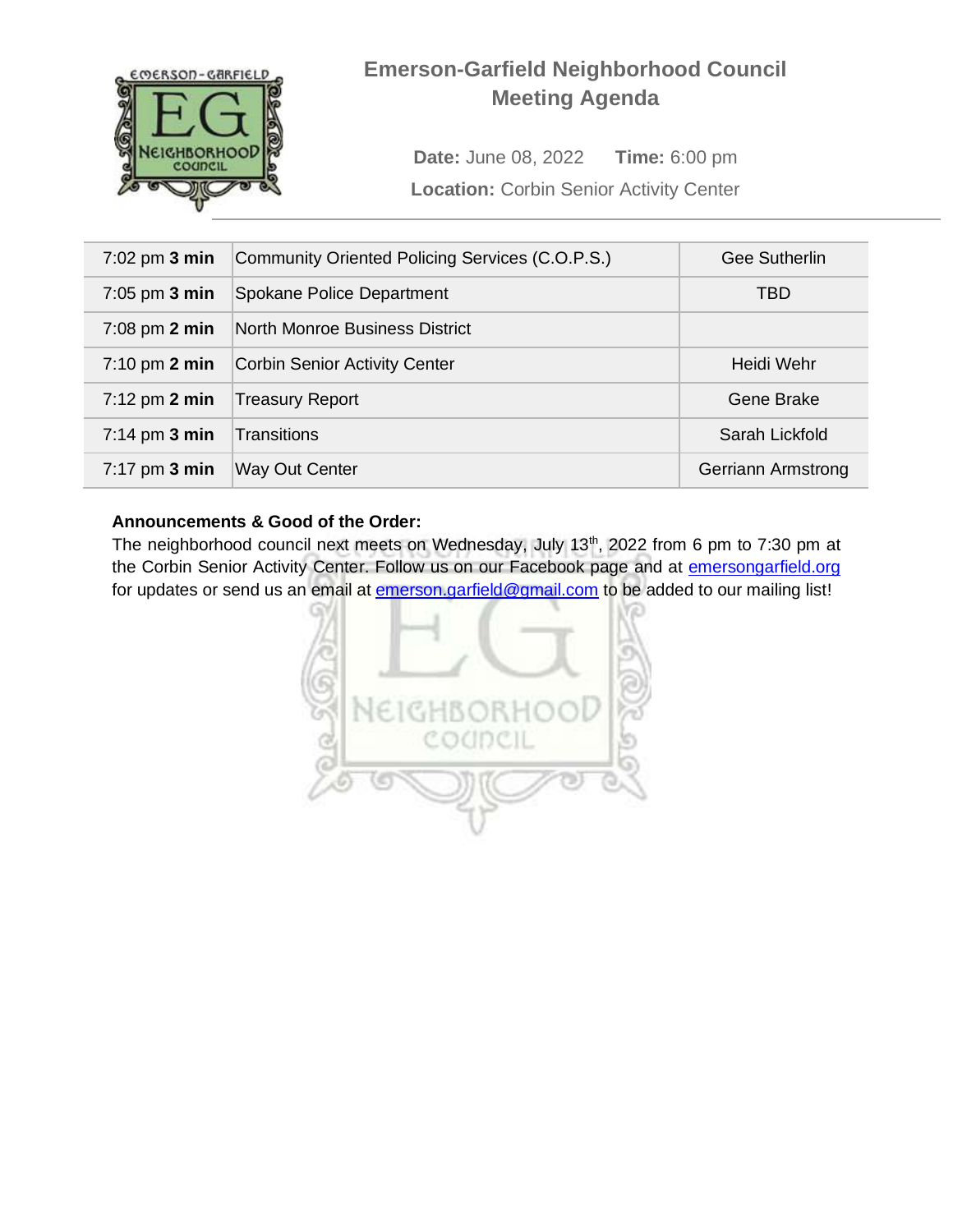# Emerson-Garfield Neighborhood Council Meeting Agenda

**Date:** June 08, 2022 **Time:** 6:00 pm

**Location:** Corbin Senior Activity Center

| | | |
|---|---|---|
| 7:02 pm **3 min** | Community Oriented Policing Services (C.O.P.S.) | Gee Sutherlin |
| 7:05 pm **3 min** | Spokane Police Department | TBD |
| 7:08 pm **2 min** | North Monroe Business District | |
| 7:10 pm **2 min** | Corbin Senior Activity Center | Heidi Wehr |
| 7:12 pm **2 min** | Treasury Report | Gene Brake |
| 7:14 pm **3 min** | Transitions | Sarah Lickfold |
| 7:17 pm **3 min** | Way Out Center | Gerriann Armstrong |

**Announcements & Good of the Order:**

The neighborhood council next meets on Wednesday, July 13th, 2022 from 6 pm to 7:30 pm at the Corbin Senior Activity Center. Follow us on our Facebook page and at emersongarfield.org for updates or send us an email at emerson.garfield@gmail.com to be added to our mailing list!